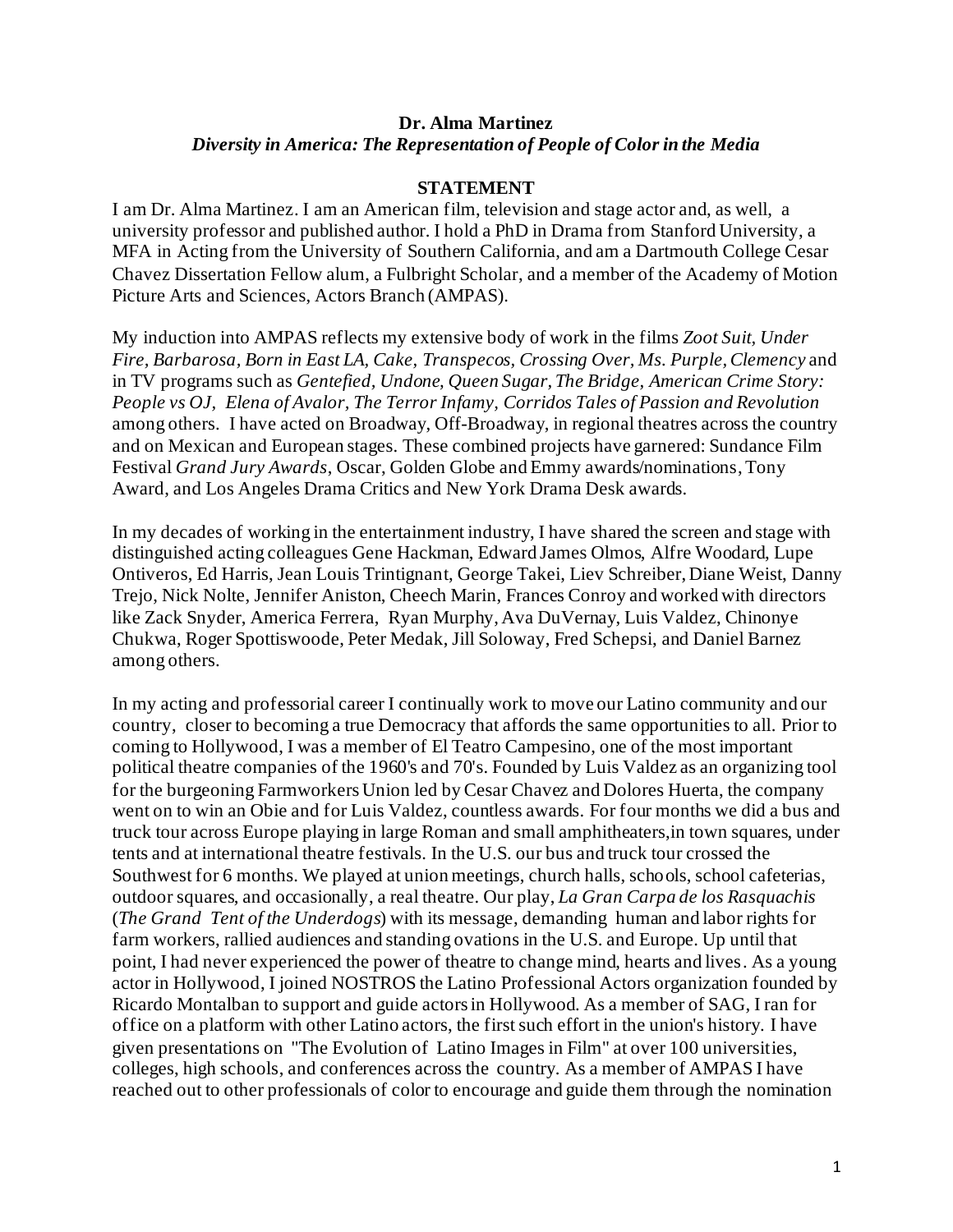**Dr. Alma Martinez**

***Diversity in America: The Representation of People of Color in the Media***

**STATEMENT**

I am Dr. Alma Martinez. I am an American film, television and stage actor and, as well, a university professor and published author. I hold a PhD in Drama from Stanford University, a MFA in Acting from the University of Southern California, and am a Dartmouth College Cesar Chavez Dissertation Fellow alum, a Fulbright Scholar, and a member of the Academy of Motion Picture Arts and Sciences, Actors Branch (AMPAS).

My induction into AMPAS reflects my extensive body of work in the films *Zoot Suit, Under Fire, Barbarosa, Born in East LA, Cake, Transpecos, Crossing Over, Ms. Purple, Clemency* and in TV programs such as *Gentefied, Undone, Queen Sugar, The Bridge, American Crime Story: People vs OJ, Elena of Avalor, The Terror Infamy, Corridos Tales of Passion and Revolution* among others. I have acted on Broadway, Off-Broadway, in regional theatres across the country and on Mexican and European stages. These combined projects have garnered: Sundance Film Festival *Grand Jury Awards*, Oscar, Golden Globe and Emmy awards/nominations, Tony Award, and Los Angeles Drama Critics and New York Drama Desk awards.

In my decades of working in the entertainment industry, I have shared the screen and stage with distinguished acting colleagues Gene Hackman, Edward James Olmos, Alfre Woodard, Lupe Ontiveros, Ed Harris, Jean Louis Trintignant, George Takei, Liev Schreiber, Diane Weist, Danny Trejo, Nick Nolte, Jennifer Aniston, Cheech Marin, Frances Conroy and worked with directors like Zack Snyder, America Ferrera, Ryan Murphy, Ava DuVernay, Luis Valdez, Chinonye Chukwa, Roger Spottiswoode, Peter Medak, Jill Soloway, Fred Schepsi, and Daniel Barnez among others.

In my acting and professorial career I continually work to move our Latino community and our country, closer to becoming a true Democracy that affords the same opportunities to all. Prior to coming to Hollywood, I was a member of El Teatro Campesino, one of the most important political theatre companies of the 1960's and 70's. Founded by Luis Valdez as an organizing tool for the burgeoning Farmworkers Union led by Cesar Chavez and Dolores Huerta, the company went on to win an Obie and for Luis Valdez, countless awards. For four months we did a bus and truck tour across Europe playing in large Roman and small amphitheaters,in town squares, under tents and at international theatre festivals. In the U.S. our bus and truck tour crossed the Southwest for 6 months. We played at union meetings, church halls, schools, school cafeterias, outdoor squares, and occasionally, a real theatre. Our play, *La Gran Carpa de los Rasquachis* (*The Grand Tent of the Underdogs*) with its message, demanding human and labor rights for farm workers, rallied audiences and standing ovations in the U.S. and Europe. Up until that point, I had never experienced the power of theatre to change mind, hearts and lives. As a young actor in Hollywood, I joined NOSTROS the Latino Professional Actors organization founded by Ricardo Montalban to support and guide actors in Hollywood. As a member of SAG, I ran for office on a platform with other Latino actors, the first such effort in the union's history. I have given presentations on "The Evolution of Latino Images in Film" at over 100 universities, colleges, high schools, and conferences across the country. As a member of AMPAS I have reached out to other professionals of color to encourage and guide them through the nomination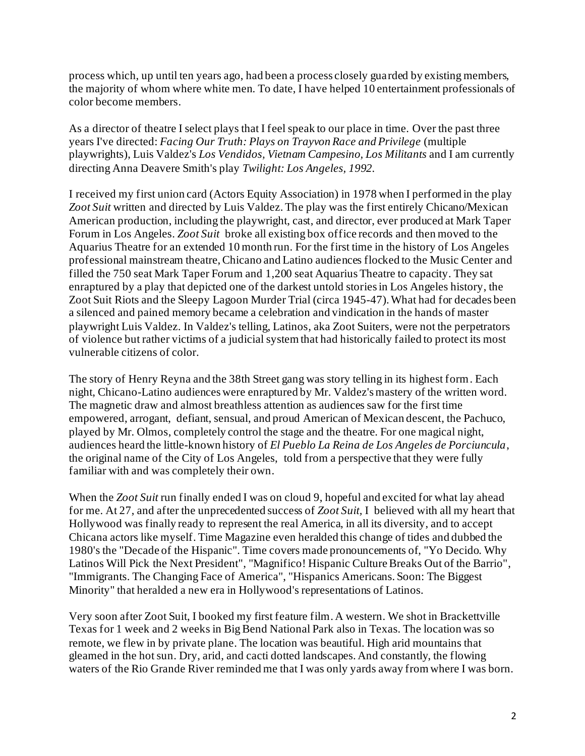process which, up until ten years ago, had been a process closely guarded by existing members, the majority of whom where white men. To date, I have helped 10 entertainment professionals of color become members.

As a director of theatre I select plays that I feel speak to our place in time. Over the past three years I've directed: *Facing Our Truth: Plays on Trayvon Race and Privilege* (multiple playwrights), Luis Valdez's *Los Vendidos, Vietnam Campesino, Los Militants* and I am currently directing Anna Deavere Smith's play *Twilight: Los Angeles, 1992*.

I received my first union card (Actors Equity Association) in 1978 when I performed in the play *Zoot Suit* written and directed by Luis Valdez. The play was the first entirely Chicano/Mexican American production, including the playwright, cast, and director, ever produced at Mark Taper Forum in Los Angeles. *Zoot Suit* broke all existing box office records and then moved to the Aquarius Theatre for an extended 10 month run. For the first time in the history of Los Angeles professional mainstream theatre, Chicano and Latino audiences flocked to the Music Center and filled the 750 seat Mark Taper Forum and 1,200 seat Aquarius Theatre to capacity. They sat enraptured by a play that depicted one of the darkest untold stories in Los Angeles history, the Zoot Suit Riots and the Sleepy Lagoon Murder Trial (circa 1945-47). What had for decades been a silenced and pained memory became a celebration and vindication in the hands of master playwright Luis Valdez. In Valdez's telling, Latinos, aka Zoot Suiters, were not the perpetrators of violence but rather victims of a judicial system that had historically failed to protect its most vulnerable citizens of color.

The story of Henry Reyna and the 38th Street gang was story telling in its highest form. Each night, Chicano-Latino audiences were enraptured by Mr. Valdez's mastery of the written word. The magnetic draw and almost breathless attention as audiences saw for the first time empowered, arrogant, defiant, sensual, and proud American of Mexican descent, the Pachuco, played by Mr. Olmos, completely control the stage and the theatre. For one magical night, audiences heard the little-known history of *El Pueblo La Reina de Los Angeles de Porciuncula*, the original name of the City of Los Angeles, told from a perspective that they were fully familiar with and was completely their own.

When the *Zoot Suit* run finally ended I was on cloud 9, hopeful and excited for what lay ahead for me. At 27, and after the unprecedented success of *Zoot Suit,* I believed with all my heart that Hollywood was finally ready to represent the real America, in all its diversity, and to accept Chicana actors like myself. Time Magazine even heralded this change of tides and dubbed the 1980's the "Decade of the Hispanic". Time covers made pronouncements of, "Yo Decido. Why Latinos Will Pick the Next President", "Magnifico! Hispanic Culture Breaks Out of the Barrio", "Immigrants. The Changing Face of America", "Hispanics Americans. Soon: The Biggest Minority" that heralded a new era in Hollywood's representations of Latinos.

Very soon after Zoot Suit, I booked my first feature film. A western. We shot in Brackettville Texas for 1 week and 2 weeks in Big Bend National Park also in Texas. The location was so remote, we flew in by private plane. The location was beautiful. High arid mountains that gleamed in the hot sun. Dry, arid, and cacti dotted landscapes. And constantly, the flowing waters of the Rio Grande River reminded me that I was only yards away from where I was born.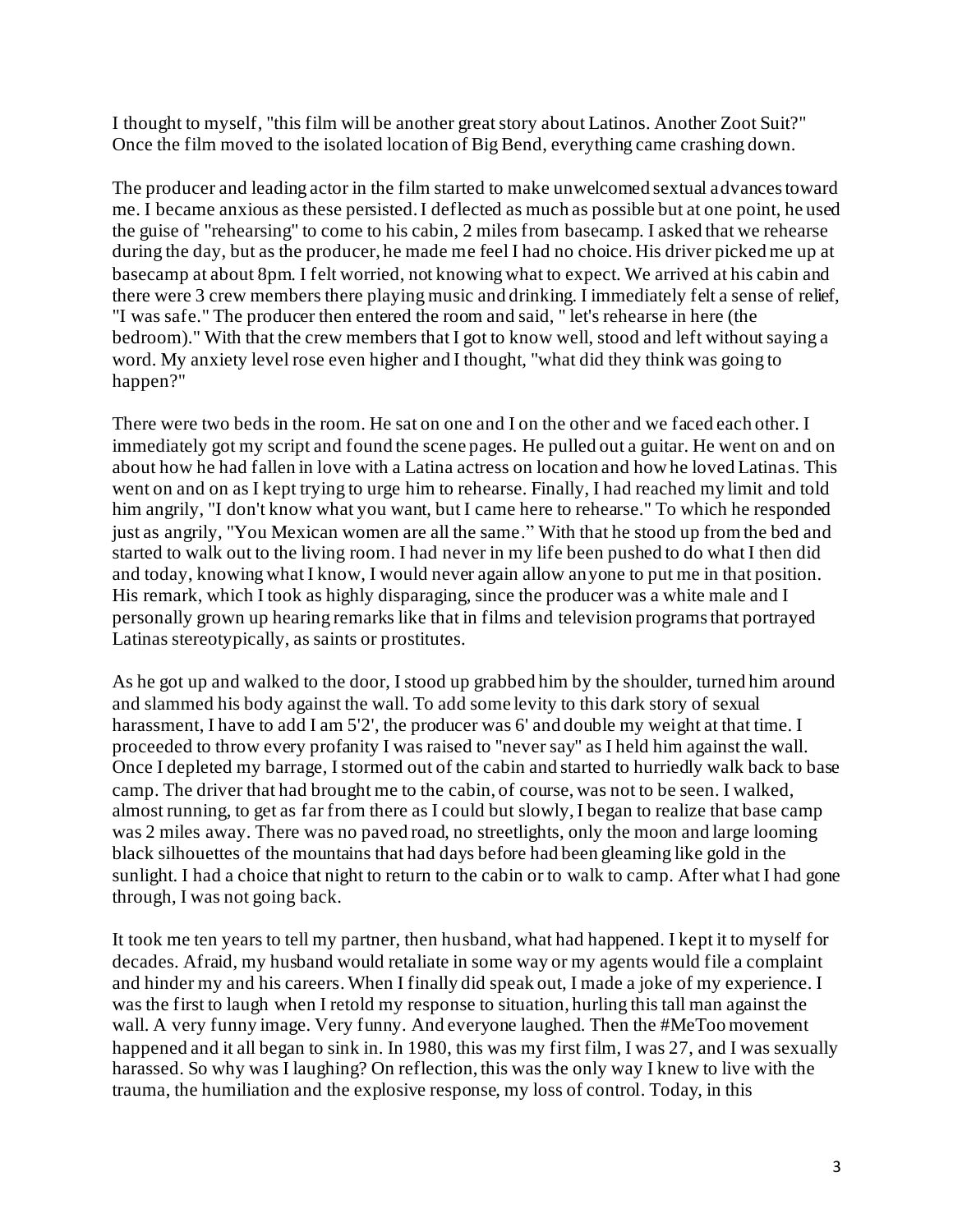I thought to myself, "this film will be another great story about Latinos. Another Zoot Suit?" Once the film moved to the isolated location of Big Bend, everything came crashing down.

The producer and leading actor in the film started to make unwelcomed sexual advances toward me. I became anxious as these persisted. I deflected as much as possible but at one point, he used the guise of "rehearsing" to come to his cabin, 2 miles from basecamp. I asked that we rehearse during the day, but as the producer, he made me feel I had no choice. His driver picked me up at basecamp at about 8pm. I felt worried, not knowing what to expect. We arrived at his cabin and there were 3 crew members there playing music and drinking. I immediately felt a sense of relief, "I was safe." The producer then entered the room and said, " let's rehearse in here (the bedroom)." With that the crew members that I got to know well, stood and left without saying a word. My anxiety level rose even higher and I thought, "what did they think was going to happen?"

There were two beds in the room. He sat on one and I on the other and we faced each other. I immediately got my script and found the scene pages. He pulled out a guitar. He went on and on about how he had fallen in love with a Latina actress on location and how he loved Latinas. This went on and on as I kept trying to urge him to rehearse. Finally, I had reached my limit and told him angrily, "I don't know what you want, but I came here to rehearse." To which he responded just as angrily, "You Mexican women are all the same." With that he stood up from the bed and started to walk out to the living room. I had never in my life been pushed to do what I then did and today, knowing what I know, I would never again allow anyone to put me in that position. His remark, which I took as highly disparaging, since the producer was a white male and I personally grown up hearing remarks like that in films and television programs that portrayed Latinas stereotypically, as saints or prostitutes.

As he got up and walked to the door, I stood up grabbed him by the shoulder, turned him around and slammed his body against the wall. To add some levity to this dark story of sexual harassment, I have to add I am 5'2', the producer was 6' and double my weight at that time. I proceeded to throw every profanity I was raised to "never say" as I held him against the wall. Once I depleted my barrage, I stormed out of the cabin and started to hurriedly walk back to base camp. The driver that had brought me to the cabin, of course, was not to be seen. I walked, almost running, to get as far from there as I could but slowly, I began to realize that base camp was 2 miles away. There was no paved road, no streetlights, only the moon and large looming black silhouettes of the mountains that had days before had been gleaming like gold in the sunlight. I had a choice that night to return to the cabin or to walk to camp. After what I had gone through, I was not going back.

It took me ten years to tell my partner, then husband, what had happened. I kept it to myself for decades. Afraid, my husband would retaliate in some way or my agents would file a complaint and hinder my and his careers. When I finally did speak out, I made a joke of my experience. I was the first to laugh when I retold my response to situation, hurling this tall man against the wall. A very funny image. Very funny. And everyone laughed. Then the #MeToo movement happened and it all began to sink in. In 1980, this was my first film, I was 27, and I was sexually harassed. So why was I laughing? On reflection, this was the only way I knew to live with the trauma, the humiliation and the explosive response, my loss of control. Today, in this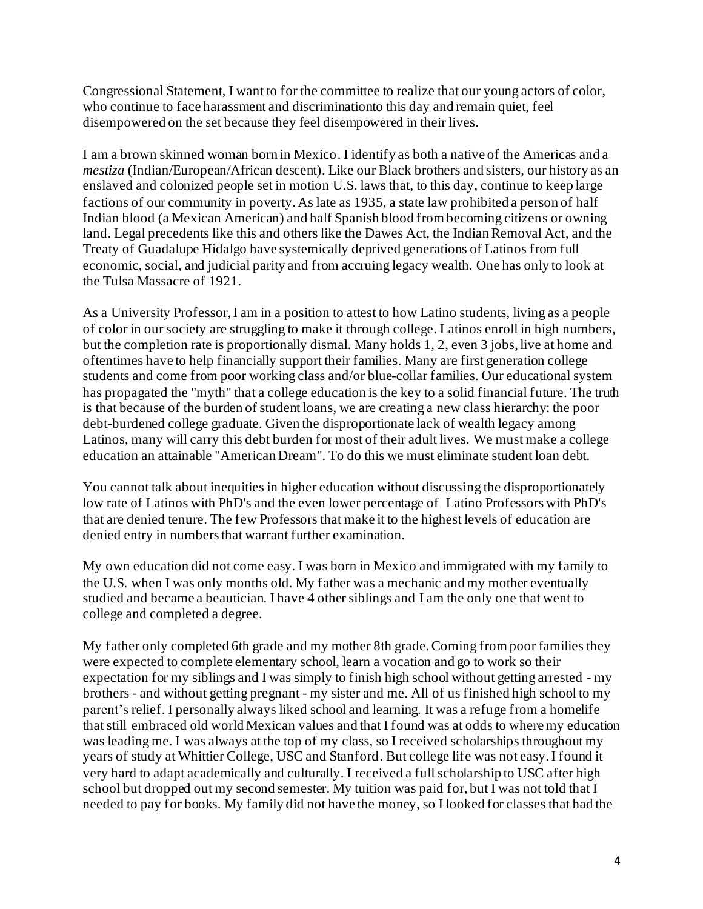Congressional Statement, I want to for the committee to realize that our young actors of color, who continue to face harassment and discriminationto this day and remain quiet, feel disempowered on the set because they feel disempowered in their lives.

I am a brown skinned woman born in Mexico. I identify as both a native of the Americas and a *mestiza* (Indian/European/African descent). Like our Black brothers and sisters, our history as an enslaved and colonized people set in motion U.S. laws that, to this day, continue to keep large factions of our community in poverty. As late as 1935, a state law prohibited a person of half Indian blood (a Mexican American) and half Spanish blood from becoming citizens or owning land. Legal precedents like this and others like the Dawes Act, the Indian Removal Act, and the Treaty of Guadalupe Hidalgo have systemically deprived generations of Latinos from full economic, social, and judicial parity and from accruing legacy wealth. One has only to look at the Tulsa Massacre of 1921.

As a University Professor, I am in a position to attest to how Latino students, living as a people of color in our society are struggling to make it through college. Latinos enroll in high numbers, but the completion rate is proportionally dismal. Many holds 1, 2, even 3 jobs, live at home and oftentimes have to help financially support their families. Many are first generation college students and come from poor working class and/or blue-collar families. Our educational system has propagated the "myth" that a college education is the key to a solid financial future. The truth is that because of the burden of student loans, we are creating a new class hierarchy: the poor debt-burdened college graduate. Given the disproportionate lack of wealth legacy among Latinos, many will carry this debt burden for most of their adult lives. We must make a college education an attainable "American Dream". To do this we must eliminate student loan debt.

You cannot talk about inequities in higher education without discussing the disproportionately low rate of Latinos with PhD's and the even lower percentage of Latino Professors with PhD's that are denied tenure. The few Professors that make it to the highest levels of education are denied entry in numbers that warrant further examination.

My own education did not come easy. I was born in Mexico and immigrated with my family to the U.S. when I was only months old. My father was a mechanic and my mother eventually studied and became a beautician. I have 4 other siblings and I am the only one that went to college and completed a degree.

My father only completed 6th grade and my mother 8th grade. Coming from poor families they were expected to complete elementary school, learn a vocation and go to work so their expectation for my siblings and I was simply to finish high school without getting arrested - my brothers - and without getting pregnant - my sister and me. All of us finished high school to my parent's relief. I personally always liked school and learning. It was a refuge from a homelife that still embraced old world Mexican values and that I found was at odds to where my education was leading me. I was always at the top of my class, so I received scholarships throughout my years of study at Whittier College, USC and Stanford. But college life was not easy. I found it very hard to adapt academically and culturally. I received a full scholarship to USC after high school but dropped out my second semester. My tuition was paid for, but I was not told that I needed to pay for books. My family did not have the money, so I looked for classes that had the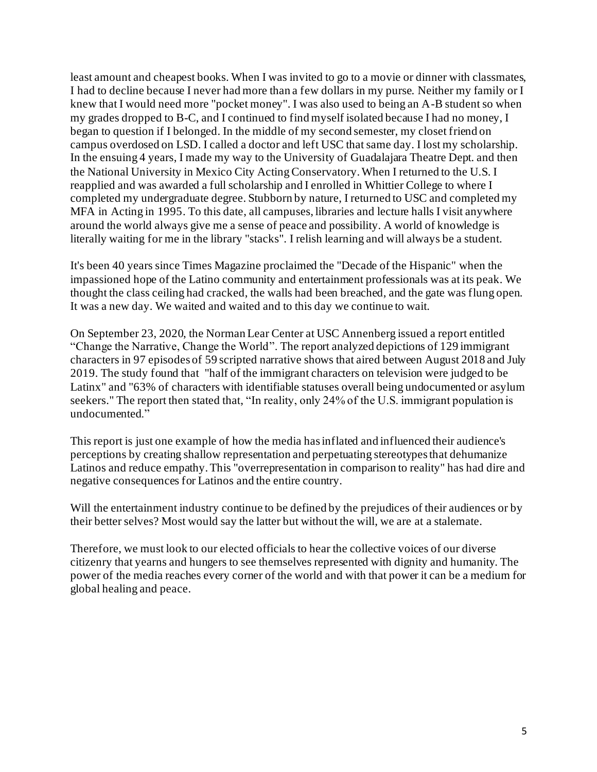least amount and cheapest books. When I was invited to go to a movie or dinner with classmates, I had to decline because I never had more than a few dollars in my purse. Neither my family or I knew that I would need more "pocket money". I was also used to being an A-B student so when my grades dropped to B-C, and I continued to find myself isolated because I had no money, I began to question if I belonged. In the middle of my second semester, my closet friend on campus overdosed on LSD. I called a doctor and left USC that same day. I lost my scholarship. In the ensuing 4 years, I made my way to the University of Guadalajara Theatre Dept. and then the National University in Mexico City Acting Conservatory. When I returned to the U.S. I reapplied and was awarded a full scholarship and I enrolled in Whittier College to where I completed my undergraduate degree. Stubborn by nature, I returned to USC and completed my MFA in Acting in 1995. To this date, all campuses, libraries and lecture halls I visit anywhere around the world always give me a sense of peace and possibility. A world of knowledge is literally waiting for me in the library "stacks". I relish learning and will always be a student.

It's been 40 years since Times Magazine proclaimed the "Decade of the Hispanic" when the impassioned hope of the Latino community and entertainment professionals was at its peak. We thought the class ceiling had cracked, the walls had been breached, and the gate was flung open. It was a new day. We waited and waited and to this day we continue to wait.

On September 23, 2020, the Norman Lear Center at USC Annenberg issued a report entitled "Change the Narrative, Change the World". The report analyzed depictions of 129 immigrant characters in 97 episodes of 59 scripted narrative shows that aired between August 2018 and July 2019. The study found that "half of the immigrant characters on television were judged to be Latinx" and "63% of characters with identifiable statuses overall being undocumented or asylum seekers." The report then stated that, "In reality, only 24% of the U.S. immigrant population is undocumented."

This report is just one example of how the media has inflated and influenced their audience's perceptions by creating shallow representation and perpetuating stereotypes that dehumanize Latinos and reduce empathy. This "overrepresentation in comparison to reality" has had dire and negative consequences for Latinos and the entire country.

Will the entertainment industry continue to be defined by the prejudices of their audiences or by their better selves? Most would say the latter but without the will, we are at a stalemate.

Therefore, we must look to our elected officials to hear the collective voices of our diverse citizenry that yearns and hungers to see themselves represented with dignity and humanity. The power of the media reaches every corner of the world and with that power it can be a medium for global healing and peace.